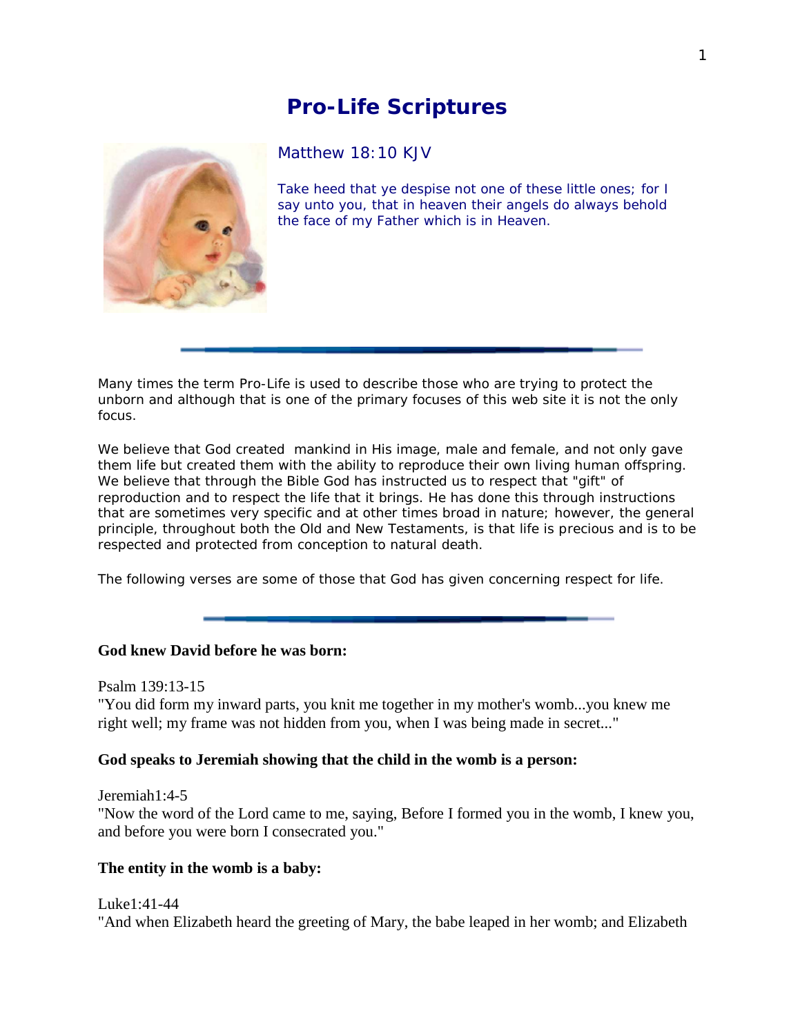# Pro-Life Scriptures

Matthew 18:10 KJV

Take heed that ye despise not one of these little ones; for I say unto you, that in heaven their angels do always behold the face of my Father which is in Heaven.

---

Many times the term Pro-Life is used to describe those who are trying to protect the unborn and although that is one of the primary focuses of this web site it is not the only focus.

We believe that God created mankind in His image, male and female, and not only gave them life but created them with the ability to reproduce their own living human offspring. We believe that through the Bible God has instructed us to respect that "gift" of reproduction and to respect the life that it brings. He has done this through instructions that are sometimes very specific and at other times broad in nature; however, the general principle, throughout both the Old and New Testaments, is that life is precious and is to be respected and protected from conception to natural death.

The following verses are some of those that God has given concerning respect for life.

---

**God knew David before he was born:**

Psalm 139:13-15
"You did form my inward parts, you knit me together in my mother's womb...you knew me right well; my frame was not hidden from you, when I was being made in secret..."

**God speaks to Jeremiah showing that the child in the womb is a person:**

Jeremiah1:4-5
"Now the word of the Lord came to me, saying, Before I formed you in the womb, I knew you, and before you were born I consecrated you."

**The entity in the womb is a baby:**

Luke1:41-44
"And when Elizabeth heard the greeting of Mary, the babe leaped in her womb; and Elizabeth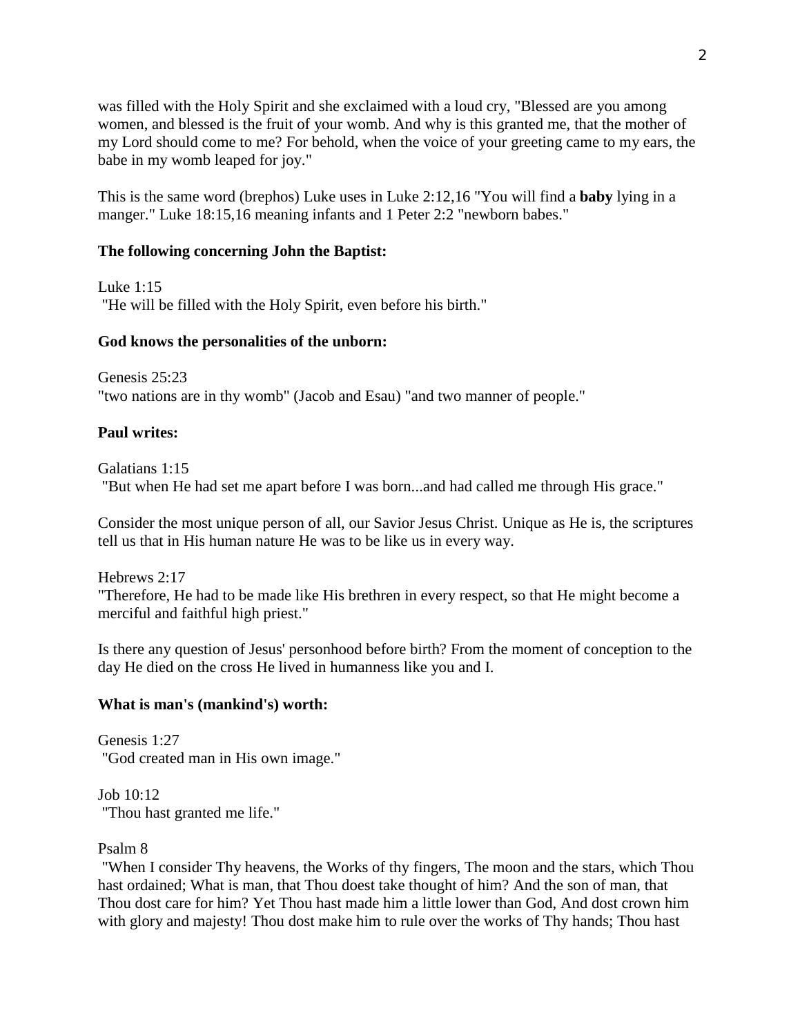was filled with the Holy Spirit and she exclaimed with a loud cry, "Blessed are you among women, and blessed is the fruit of your womb. And why is this granted me, that the mother of my Lord should come to me? For behold, when the voice of your greeting came to my ears, the babe in my womb leaped for joy."

This is the same word (brephos) Luke uses in Luke 2:12,16 "You will find a **baby** lying in a manger." Luke 18:15,16 meaning infants and 1 Peter 2:2 "newborn babes."

**The following concerning John the Baptist:**

Luke 1:15
"He will be filled with the Holy Spirit, even before his birth."

**God knows the personalities of the unborn:**

Genesis 25:23
"two nations are in thy womb" (Jacob and Esau) "and two manner of people."

**Paul writes:**

Galatians 1:15
"But when He had set me apart before I was born...and had called me through His grace."

Consider the most unique person of all, our Savior Jesus Christ. Unique as He is, the scriptures tell us that in His human nature He was to be like us in every way.

Hebrews 2:17
"Therefore, He had to be made like His brethren in every respect, so that He might become a merciful and faithful high priest."

Is there any question of Jesus' personhood before birth? From the moment of conception to the day He died on the cross He lived in humanness like you and I.

**What is man's (mankind's) worth:**

Genesis 1:27
"God created man in His own image."

Job 10:12
"Thou hast granted me life."

Psalm 8
"When I consider Thy heavens, the Works of thy fingers, The moon and the stars, which Thou hast ordained; What is man, that Thou doest take thought of him? And the son of man, that Thou dost care for him? Yet Thou hast made him a little lower than God, And dost crown him with glory and majesty! Thou dost make him to rule over the works of Thy hands; Thou hast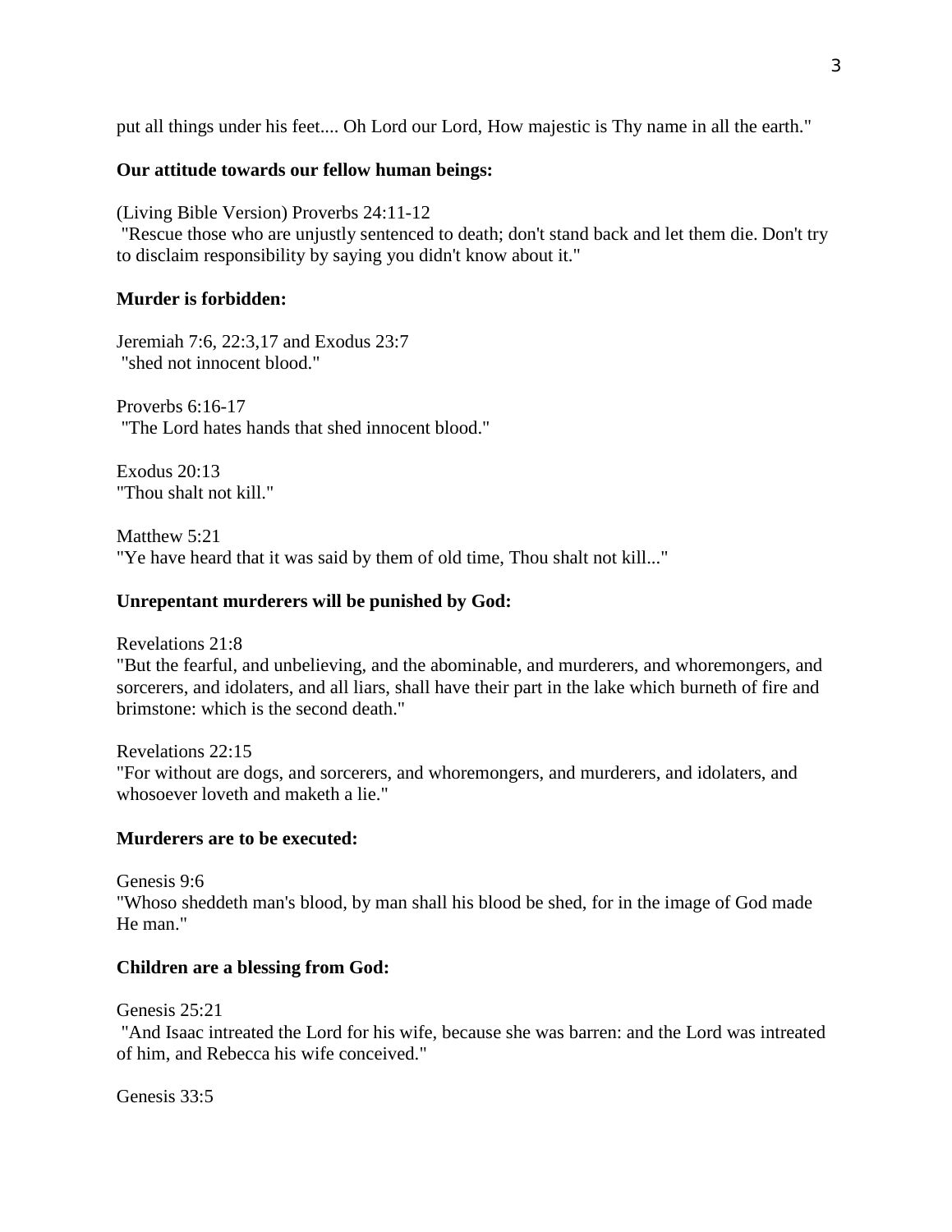put all things under his feet.... Oh Lord our Lord, How majestic is Thy name in all the earth."

**Our attitude towards our fellow human beings:**

(Living Bible Version) Proverbs 24:11-12
"Rescue those who are unjustly sentenced to death; don't stand back and let them die. Don't try to disclaim responsibility by saying you didn't know about it."

**Murder is forbidden:**

Jeremiah 7:6, 22:3,17 and Exodus 23:7
"shed not innocent blood."

Proverbs 6:16-17
"The Lord hates hands that shed innocent blood."

Exodus 20:13
"Thou shalt not kill."

Matthew 5:21
"Ye have heard that it was said by them of old time, Thou shalt not kill..."

**Unrepentant murderers will be punished by God:**

Revelations 21:8
"But the fearful, and unbelieving, and the abominable, and murderers, and whoremongers, and sorcerers, and idolaters, and all liars, shall have their part in the lake which burneth of fire and brimstone: which is the second death."

Revelations 22:15
"For without are dogs, and sorcerers, and whoremongers, and murderers, and idolaters, and whosoever loveth and maketh a lie."

**Murderers are to be executed:**

Genesis 9:6
"Whoso sheddeth man's blood, by man shall his blood be shed, for in the image of God made He man."

**Children are a blessing from God:**

Genesis 25:21
"And Isaac intreated the Lord for his wife, because she was barren: and the Lord was intreated of him, and Rebecca his wife conceived."

Genesis 33:5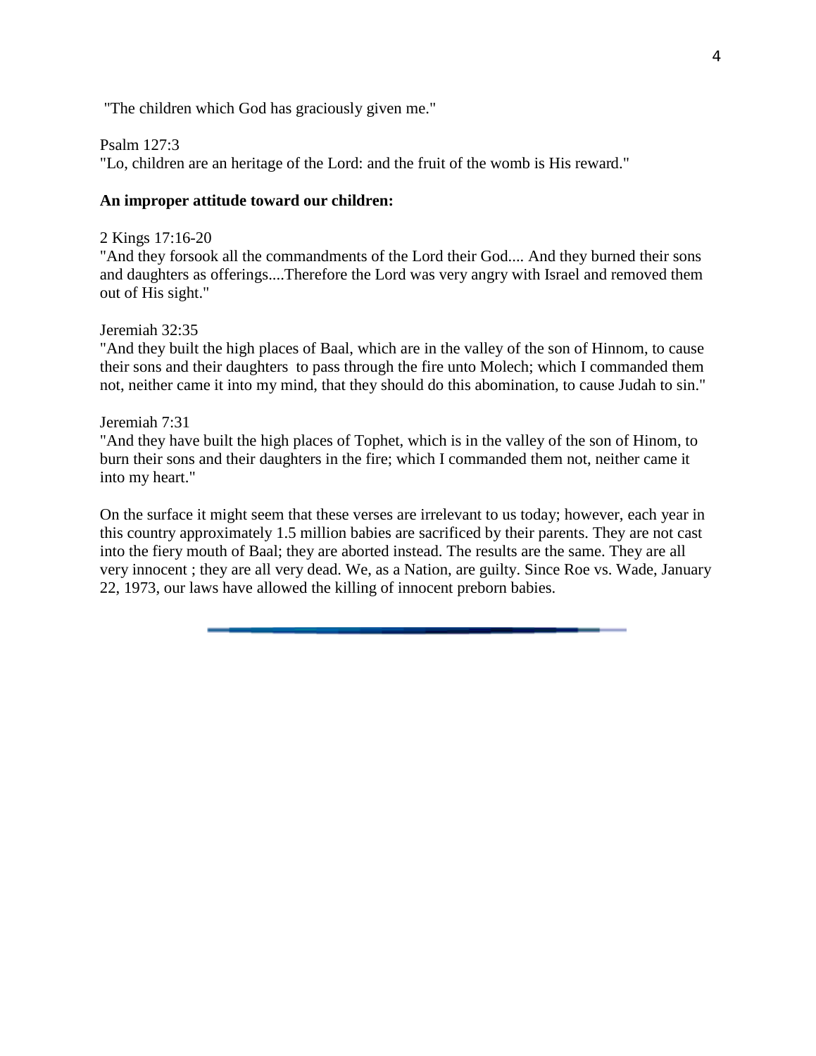"The children which God has graciously given me."

Psalm 127:3
"Lo, children are an heritage of the Lord: and the fruit of the womb is His reward."

**An improper attitude toward our children:**

2 Kings 17:16-20
"And they forsook all the commandments of the Lord their God.... And they burned their sons and daughters as offerings....Therefore the Lord was very angry with Israel and removed them out of His sight."

Jeremiah 32:35
"And they built the high places of Baal, which are in the valley of the son of Hinnom, to cause their sons and their daughters to pass through the fire unto Molech; which I commanded them not, neither came it into my mind, that they should do this abomination, to cause Judah to sin."

Jeremiah 7:31
"And they have built the high places of Tophet, which is in the valley of the son of Hinom, to burn their sons and their daughters in the fire; which I commanded them not, neither came it into my heart."

On the surface it might seem that these verses are irrelevant to us today; however, each year in this country approximately 1.5 million babies are sacrificed by their parents. They are not cast into the fiery mouth of Baal; they are aborted instead. The results are the same. They are all very innocent ; they are all very dead. We, as a Nation, are guilty. Since Roe vs. Wade, January 22, 1973, our laws have allowed the killing of innocent preborn babies.